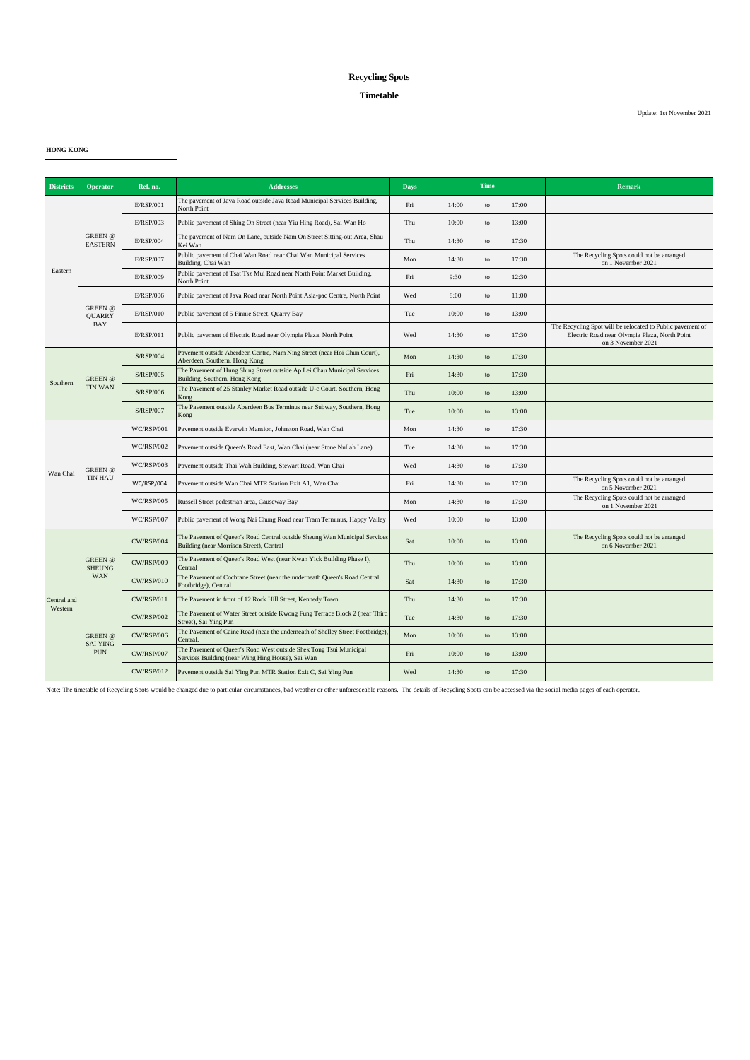# Recycling Spots

## Timetable

Update: 1st November 2021

**HONG KONG**

| Districts | Operator | Ref. no. | Addresses | Days | Time | | | Remark |
|---|---|---|---|---|---|---|---|---|
| Eastern | GREEN @ EASTERN | E/RSP/001 | The pavement of Java Road outside Java Road Municipal Services Building, North Point | Fri | 14:00 | to | 17:00 | |
| | | E/RSP/003 | Public pavement of Shing On Street (near Yiu Hing Road), Sai Wan Ho | Thu | 10:00 | to | 13:00 | |
| | | E/RSP/004 | The pavement of Nam On Lane, outside Nam On Street Sitting-out Area, Shau Kei Wan | Thu | 14:30 | to | 17:30 | |
| | | E/RSP/007 | Public pavement of Chai Wan Road near Chai Wan Municipal Services Building, Chai Wan | Mon | 14:30 | to | 17:30 | The Recycling Spots could not be arranged on 1 November 2021 |
| | | E/RSP/009 | Public pavement of Tsat Tsz Mui Road near North Point Market Building, North Point | Fri | 9:30 | to | 12:30 | |
| | GREEN @ QUARRY BAY | E/RSP/006 | Public pavement of Java Road near North Point Asia-pac Centre, North Point | Wed | 8:00 | to | 11:00 | |
| | | E/RSP/010 | Public pavement of 5 Finnie Street, Quarry Bay | Tue | 10:00 | to | 13:00 | |
| | | E/RSP/011 | Public pavement of Electric Road near Olympia Plaza, North Point | Wed | 14:30 | to | 17:30 | The Recycling Spot will be relocated to Public pavement of Electric Road near Olympia Plaza, North Point on 3 November 2021 |
| Southern | GREEN @ TIN WAN | S/RSP/004 | Pavement outside Aberdeen Centre, Nam Ning Street (near Hoi Chun Court), Aberdeen, Southern, Hong Kong | Mon | 14:30 | to | 17:30 | |
| | | S/RSP/005 | The Pavement of Hung Shing Street outside Ap Lei Chau Municipal Services Building, Southern, Hong Kong | Fri | 14:30 | to | 17:30 | |
| | | S/RSP/006 | The Pavement of 25 Stanley Market Road outside U-c Court, Southern, Hong Kong | Thu | 10:00 | to | 13:00 | |
| | | S/RSP/007 | The Pavement outside Aberdeen Bus Terminus near Subway, Southern, Hong Kong | Tue | 10:00 | to | 13:00 | |
| Wan Chai | GREEN @ TIN HAU | WC/RSP/001 | Pavement outside Everwin Mansion, Johnston Road, Wan Chai | Mon | 14:30 | to | 17:30 | |
| | | WC/RSP/002 | Pavement outside Queen's Road East, Wan Chai (near Stone Nullah Lane) | Tue | 14:30 | to | 17:30 | |
| | | WC/RSP/003 | Pavement outside Thai Wah Building, Stewart Road, Wan Chai | Wed | 14:30 | to | 17:30 | |
| | | WC/RSP/004 | Pavement outside Wan Chai MTR Station Exit A1, Wan Chai | Fri | 14:30 | to | 17:30 | The Recycling Spots could not be arranged on 5 November 2021 |
| | | WC/RSP/005 | Russell Street pedestrian area, Causeway Bay | Mon | 14:30 | to | 17:30 | The Recycling Spots could not be arranged on 1 November 2021 |
| | | WC/RSP/007 | Public pavement of Wong Nai Chung Road near Tram Terminus, Happy Valley | Wed | 10:00 | to | 13:00 | |
| Central and Western | GREEN @ SHEUNG WAN | CW/RSP/004 | The Pavement of Queen's Road Central outside Sheung Wan Municipal Services Building (near Morrison Street), Central | Sat | 10:00 | to | 13:00 | The Recycling Spots could not be arranged on 6 November 2021 |
| | | CW/RSP/009 | The Pavement of Queen's Road West (near Kwan Yick Building Phase I), Central | Thu | 10:00 | to | 13:00 | |
| | | CW/RSP/010 | The Pavement of Cochrane Street (near the underneath Queen's Road Central Footbridge), Central | Sat | 14:30 | to | 17:30 | |
| | | CW/RSP/011 | The Pavement in front of 12 Rock Hill Street, Kennedy Town | Thu | 14:30 | to | 17:30 | |
| | GREEN @ SAI YING PUN | CW/RSP/002 | The Pavement of Water Street outside Kwong Fung Terrace Block 2 (near Third Street), Sai Ying Pun | Tue | 14:30 | to | 17:30 | |
| | | CW/RSP/006 | The Pavement of Caine Road (near the underneath of Shelley Street Footbridge), Central. | Mon | 10:00 | to | 13:00 | |
| | | CW/RSP/007 | The Pavement of Queen's Road West outside Shek Tong Tsui Municipal Services Building (near Wing Hing House), Sai Wan | Fri | 10:00 | to | 13:00 | |
| | | CW/RSP/012 | Pavement outside Sai Ying Pun MTR Station Exit C, Sai Ying Pun | Wed | 14:30 | to | 17:30 | |

Note: The timetable of Recycling Spots would be changed due to particular circumstances, bad weather or other unforeseeable reasons. The details of Recycling Spots can be accessed via the social media pages of each operator.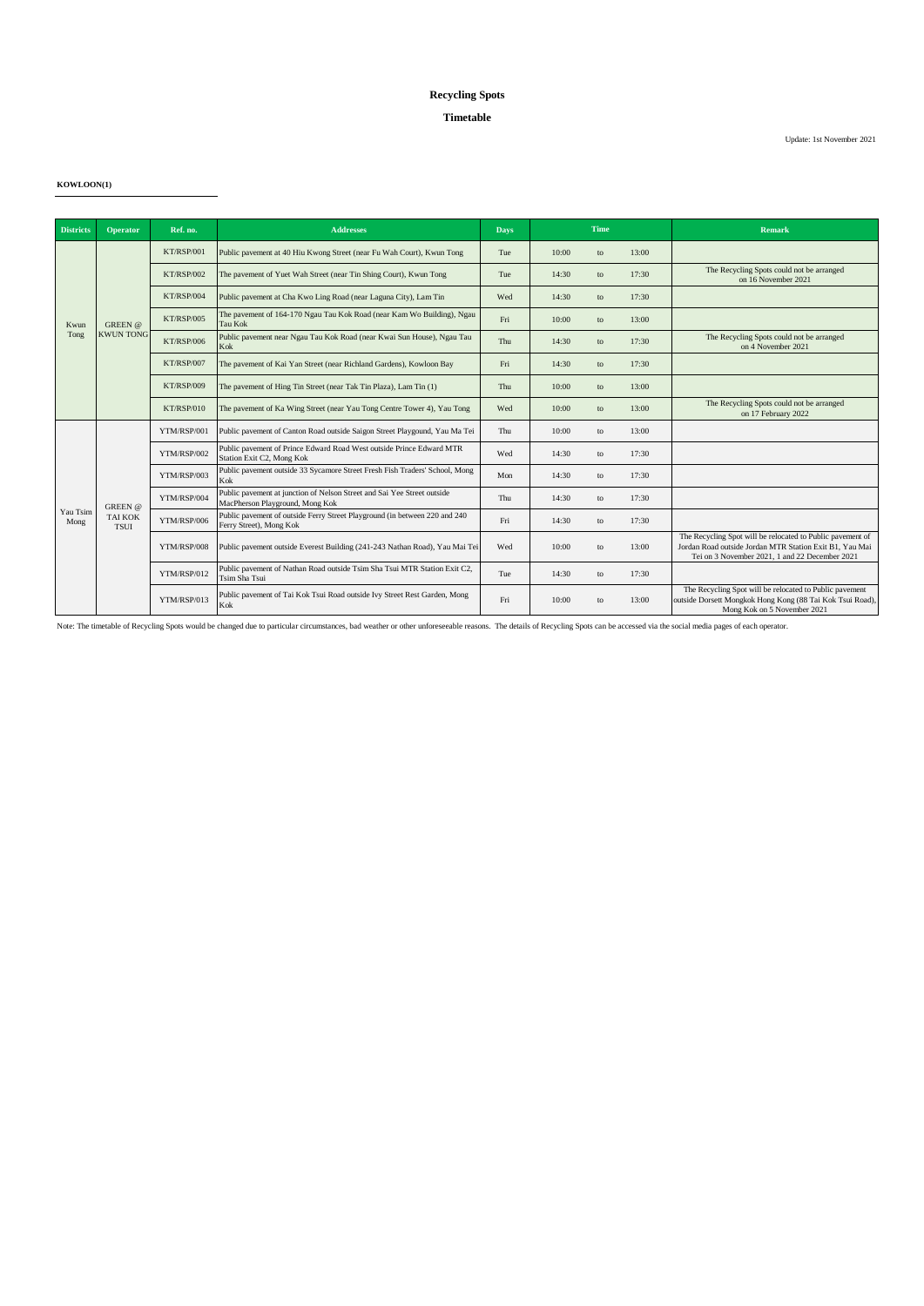# Recycling Spots

## Timetable

Update: 1st November 2021

**KOWLOON(1)**

| Districts | Operator | Ref. no. | Addresses | Days | Time | | | Remark |
|---|---|---|---|---|---|---|---|---|
| Kwun Tong | GREEN @ KWUN TONG | KT/RSP/001 | Public pavement at 40 Hiu Kwong Street (near Fu Wah Court), Kwun Tong | Tue | 10:00 | to | 13:00 | |
| | | KT/RSP/002 | The pavement of Yuet Wah Street (near Tin Shing Court), Kwun Tong | Tue | 14:30 | to | 17:30 | The Recycling Spots could not be arranged on 16 November 2021 |
| | | KT/RSP/004 | Public pavement at Cha Kwo Ling Road (near Laguna City), Lam Tin | Wed | 14:30 | to | 17:30 | |
| | | KT/RSP/005 | The pavement of 164-170 Ngau Tau Kok Road (near Kam Wo Building), Ngau Tau Kok | Fri | 10:00 | to | 13:00 | |
| | | KT/RSP/006 | Public pavement near Ngau Tau Kok Road (near Kwai Sun House), Ngau Tau Kok | Thu | 14:30 | to | 17:30 | The Recycling Spots could not be arranged on 4 November 2021 |
| | | KT/RSP/007 | The pavement of Kai Yan Street (near Richland Gardens), Kowloon Bay | Fri | 14:30 | to | 17:30 | |
| | | KT/RSP/009 | The pavement of Hing Tin Street (near Tak Tin Plaza), Lam Tin (1) | Thu | 10:00 | to | 13:00 | |
| | | KT/RSP/010 | The pavement of Ka Wing Street (near Yau Tong Centre Tower 4), Yau Tong | Wed | 10:00 | to | 13:00 | The Recycling Spots could not be arranged on 17 February 2022 |
| Yau Tsim Mong | GREEN @ TAI KOK TSUI | YTM/RSP/001 | Public pavement of Canton Road outside Saigon Street Playgound, Yau Ma Tei | Thu | 10:00 | to | 13:00 | |
| | | YTM/RSP/002 | Public pavement of Prince Edward Road West outside Prince Edward MTR Station Exit C2, Mong Kok | Wed | 14:30 | to | 17:30 | |
| | | YTM/RSP/003 | Public pavement outside 33 Sycamore Street Fresh Fish Traders' School, Mong Kok | Mon | 14:30 | to | 17:30 | |
| | | YTM/RSP/004 | Public pavement at junction of Nelson Street and Sai Yee Street outside MacPherson Playground, Mong Kok | Thu | 14:30 | to | 17:30 | |
| | | YTM/RSP/006 | Public pavement of outside Ferry Street Playground (in between 220 and 240 Ferry Street), Mong Kok | Fri | 14:30 | to | 17:30 | |
| | | YTM/RSP/008 | Public pavement outside Everest Building (241-243 Nathan Road), Yau Mai Tei | Wed | 10:00 | to | 13:00 | The Recycling Spot will be relocated to Public pavement of Jordan Road outside Jordan MTR Station Exit B1, Yau Mai Tei on 3 November 2021, 1 and 22 December 2021 |
| | | YTM/RSP/012 | Public pavement of Nathan Road outside Tsim Sha Tsui MTR Station Exit C2, Tsim Sha Tsui | Tue | 14:30 | to | 17:30 | |
| | | YTM/RSP/013 | Public pavement of Tai Kok Tsui Road outside Ivy Street Rest Garden, Mong Kok | Fri | 10:00 | to | 13:00 | The Recycling Spot will be relocated to Public pavement outside Dorsett Mongkok Hong Kong (88 Tai Kok Tsui Road), Mong Kok on 5 November 2021 |

Note: The timetable of Recycling Spots would be changed due to particular circumstances, bad weather or other unforeseeable reasons. The details of Recycling Spots can be accessed via the social media pages of each operator.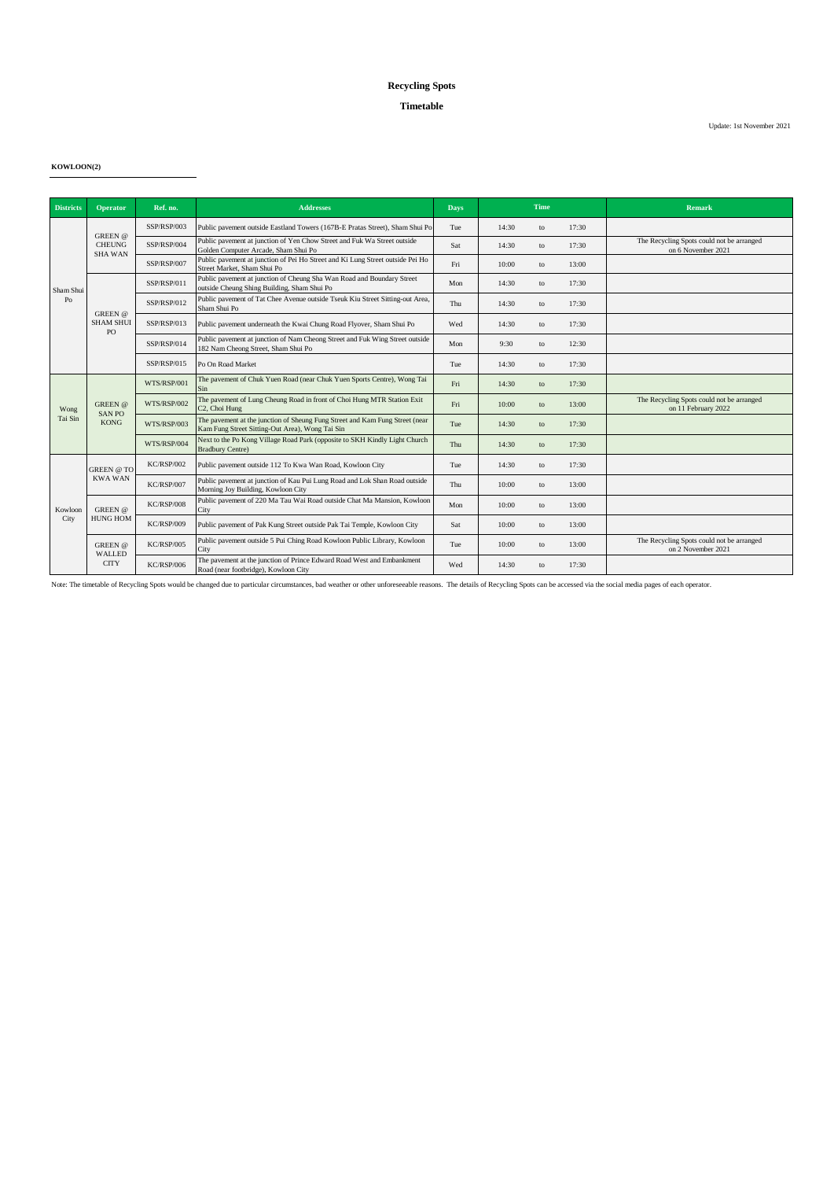# Recycling Spots

## Timetable

Update: 1st November 2021

**KOWLOON(2)**

| Districts | Operator | Ref. no. | Addresses | Days | Time | | | Remark |
|---|---|---|---|---|---|---|---|---|
| Sham Shui Po | GREEN @ CHEUNG SHA WAN | SSP/RSP/003 | Public pavement outside Eastland Towers (167B-E Pratas Street), Sham Shui Po | Tue | 14:30 | to | 17:30 | |
| | | SSP/RSP/004 | Public pavement at junction of Yen Chow Street and Fuk Wa Street outside Golden Computer Arcade, Sham Shui Po | Sat | 14:30 | to | 17:30 | The Recycling Spots could not be arranged on 6 November 2021 |
| | | SSP/RSP/007 | Public pavement at junction of Pei Ho Street and Ki Lung Street outside Pei Ho Street Market, Sham Shui Po | Fri | 10:00 | to | 13:00 | |
| | GREEN @ SHAM SHUI PO | SSP/RSP/011 | Public pavement at junction of Cheung Sha Wan Road and Boundary Street outside Cheung Shing Building, Sham Shui Po | Mon | 14:30 | to | 17:30 | |
| | | SSP/RSP/012 | Public pavement of Tat Chee Avenue outside Tseuk Kiu Street Sitting-out Area, Sham Shui Po | Thu | 14:30 | to | 17:30 | |
| | | SSP/RSP/013 | Public pavement underneath the Kwai Chung Road Flyover, Sham Shui Po | Wed | 14:30 | to | 17:30 | |
| | | SSP/RSP/014 | Public pavement at junction of Nam Cheong Street and Fuk Wing Street outside 182 Nam Cheong Street, Sham Shui Po | Mon | 9:30 | to | 12:30 | |
| | | SSP/RSP/015 | Po On Road Market | Tue | 14:30 | to | 17:30 | |
| Wong Tai Sin | GREEN @ SAN PO KONG | WTS/RSP/001 | The pavement of Chuk Yuen Road (near Chuk Yuen Sports Centre), Wong Tai Sin | Fri | 14:30 | to | 17:30 | |
| | | WTS/RSP/002 | The pavement of Lung Cheung Road in front of Choi Hung MTR Station Exit C2, Choi Hung | Fri | 10:00 | to | 13:00 | The Recycling Spots could not be arranged on 11 February 2022 |
| | | WTS/RSP/003 | The pavement at the junction of Sheung Fung Street and Kam Fung Street (near Kam Fung Street Sitting-Out Area), Wong Tai Sin | Tue | 14:30 | to | 17:30 | |
| | | WTS/RSP/004 | Next to the Po Kong Village Road Park (opposite to SKH Kindly Light Church Bradbury Centre) | Thu | 14:30 | to | 17:30 | |
| Kowloon City | GREEN @ TO KWA WAN | KC/RSP/002 | Public pavement outside 112 To Kwa Wan Road, Kowloon City | Tue | 14:30 | to | 17:30 | |
| | | KC/RSP/007 | Public pavement at junction of Kau Pui Lung Road and Lok Shan Road outside Morning Joy Building, Kowloon City | Thu | 10:00 | to | 13:00 | |
| | GREEN @ HUNG HOM | KC/RSP/008 | Public pavement of 220 Ma Tau Wai Road outside Chat Ma Mansion, Kowloon City | Mon | 10:00 | to | 13:00 | |
| | | KC/RSP/009 | Public pavement of Pak Kung Street outside Pak Tai Temple, Kowloon City | Sat | 10:00 | to | 13:00 | |
| | GREEN @ WALLED CITY | KC/RSP/005 | Public pavement outside 5 Pui Ching Road Kowloon Public Library, Kowloon City | Tue | 10:00 | to | 13:00 | The Recycling Spots could not be arranged on 2 November 2021 |
| | | KC/RSP/006 | The pavement at the junction of Prince Edward Road West and Embankment Road (near footbridge), Kowloon City | Wed | 14:30 | to | 17:30 | |

Note: The timetable of Recycling Spots would be changed due to particular circumstances, bad weather or other unforeseeable reasons. The details of Recycling Spots can be accessed via the social media pages of each operator.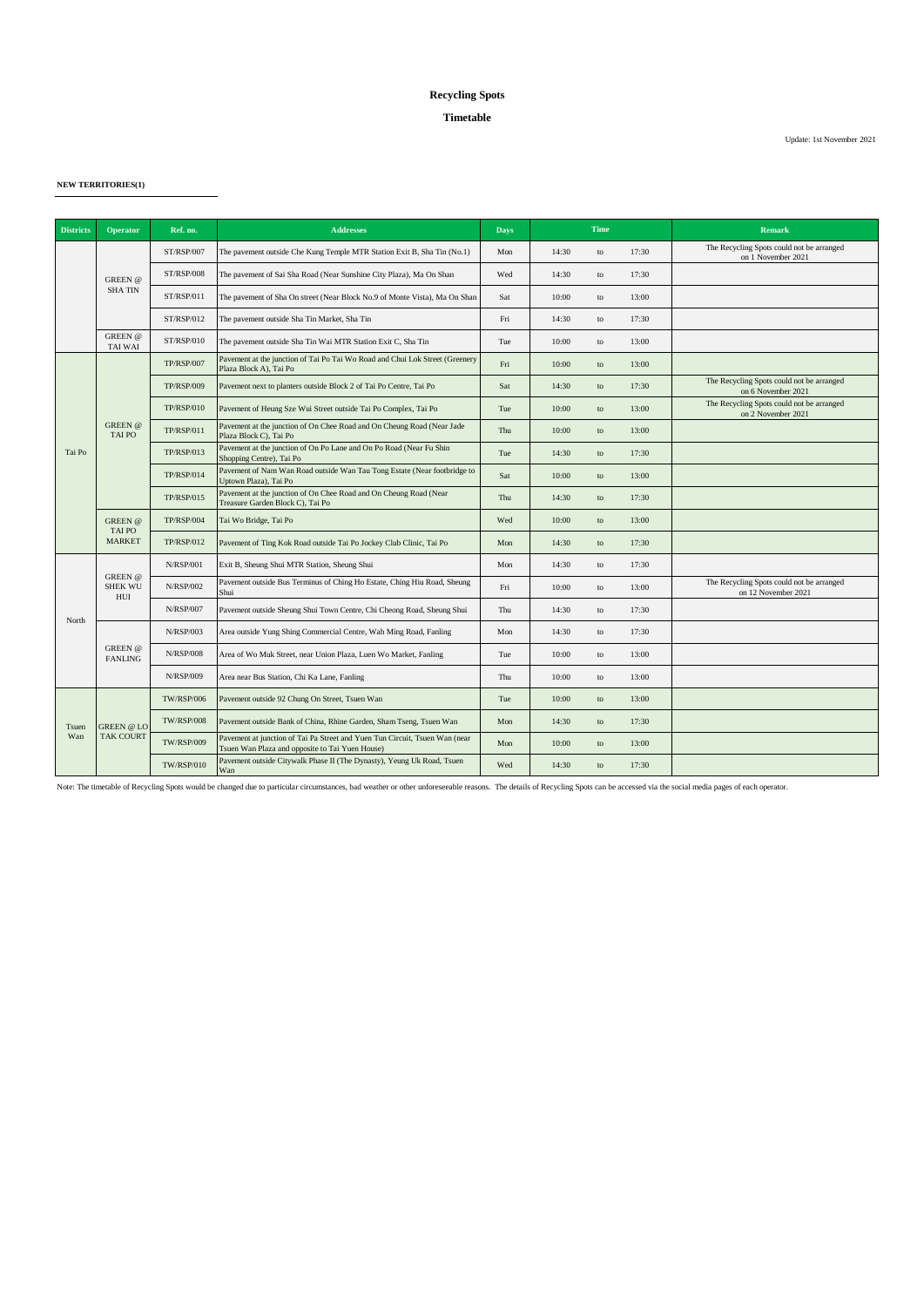# Recycling Spots

## Timetable

Update: 1st November 2021

**NEW TERRITORIES(1)**

| Districts | Operator | Ref. no. | Addresses | Days | Time | | | Remark |
|---|---|---|---|---|---|---|---|---|
| | GREEN @ SHA TIN | ST/RSP/007 | The pavement outside Che Kung Temple MTR Station Exit B, Sha Tin (No.1) | Mon | 14:30 | to | 17:30 | The Recycling Spots could not be arranged on 1 November 2021 |
| | | ST/RSP/008 | The pavement of Sai Sha Road (Near Sunshine City Plaza), Ma On Shan | Wed | 14:30 | to | 17:30 | |
| | | ST/RSP/011 | The pavement of Sha On street (Near Block No.9 of Monte Vista), Ma On Shan | Sat | 10:00 | to | 13:00 | |
| | | ST/RSP/012 | The pavement outside Sha Tin Market, Sha Tin | Fri | 14:30 | to | 17:30 | |
| | GREEN @ TAI WAI | ST/RSP/010 | The pavement outside Sha Tin Wai MTR Station Exit C, Sha Tin | Tue | 10:00 | to | 13:00 | |
| Tai Po | GREEN @ TAI PO | TP/RSP/007 | Pavement at the junction of Tai Po Tai Wo Road and Chui Lok Street (Greenery Plaza Block A), Tai Po | Fri | 10:00 | to | 13:00 | |
| | | TP/RSP/009 | Pavement next to planters outside Block 2 of Tai Po Centre, Tai Po | Sat | 14:30 | to | 17:30 | The Recycling Spots could not be arranged on 6 November 2021 |
| | | TP/RSP/010 | Pavement of Heung Sze Wui Street outside Tai Po Complex, Tai Po | Tue | 10:00 | to | 13:00 | The Recycling Spots could not be arranged on 2 November 2021 |
| | | TP/RSP/011 | Pavement at the junction of On Chee Road and On Cheung Road (Near Jade Plaza Block C), Tai Po | Thu | 10:00 | to | 13:00 | |
| | | TP/RSP/013 | Pavement at the junction of On Po Lane and On Po Road (Near Fu Shin Shopping Centre), Tai Po | Tue | 14:30 | to | 17:30 | |
| | | TP/RSP/014 | Pavement of Nam Wan Road outside Wan Tau Tong Estate (Near footbridge to Uptown Plaza), Tai Po | Sat | 10:00 | to | 13:00 | |
| | | TP/RSP/015 | Pavement at the junction of On Chee Road and On Cheung Road (Near Treasure Garden Block C), Tai Po | Thu | 14:30 | to | 17:30 | |
| | GREEN @ TAI PO MARKET | TP/RSP/004 | Tai Wo Bridge, Tai Po | Wed | 10:00 | to | 13:00 | |
| | | TP/RSP/012 | Pavement of Ting Kok Road outside Tai Po Jockey Club Clinic, Tai Po | Mon | 14:30 | to | 17:30 | |
| North | GREEN @ SHEK WU HUI | N/RSP/001 | Exit B, Sheung Shui MTR Station, Sheung Shui | Mon | 14:30 | to | 17:30 | |
| | | N/RSP/002 | Pavement outside Bus Terminus of Ching Ho Estate, Ching Hiu Road, Sheung Shui | Fri | 10:00 | to | 13:00 | The Recycling Spots could not be arranged on 12 November 2021 |
| | | N/RSP/007 | Pavement outside Sheung Shui Town Centre, Chi Cheong Road, Sheung Shui | Thu | 14:30 | to | 17:30 | |
| | GREEN @ FANLING | N/RSP/003 | Area outside Yung Shing Commercial Centre, Wah Ming Road, Fanling | Mon | 14:30 | to | 17:30 | |
| | | N/RSP/008 | Area of Wo Muk Street, near Union Plaza, Luen Wo Market, Fanling | Tue | 10:00 | to | 13:00 | |
| | | N/RSP/009 | Area near Bus Station, Chi Ka Lane, Fanling | Thu | 10:00 | to | 13:00 | |
| Tsuen Wan | GREEN @ LO TAK COURT | TW/RSP/006 | Pavement outside 92 Chung On Street, Tsuen Wan | Tue | 10:00 | to | 13:00 | |
| | | TW/RSP/008 | Pavement outside Bank of China, Rhine Garden, Sham Tseng, Tsuen Wan | Mon | 14:30 | to | 17:30 | |
| | | TW/RSP/009 | Pavement at junction of Tai Pa Street and Yuen Tun Circuit, Tsuen Wan (near Tsuen Wan Plaza and opposite to Tai Yuen House) | Mon | 10:00 | to | 13:00 | |
| | | TW/RSP/010 | Pavement outside Citywalk Phase II (The Dynasty), Yeung Uk Road, Tsuen Wan | Wed | 14:30 | to | 17:30 | |

Note: The timetable of Recycling Spots would be changed due to particular circumstances, bad weather or other unforeseeable reasons. The details of Recycling Spots can be accessed via the social media pages of each operator.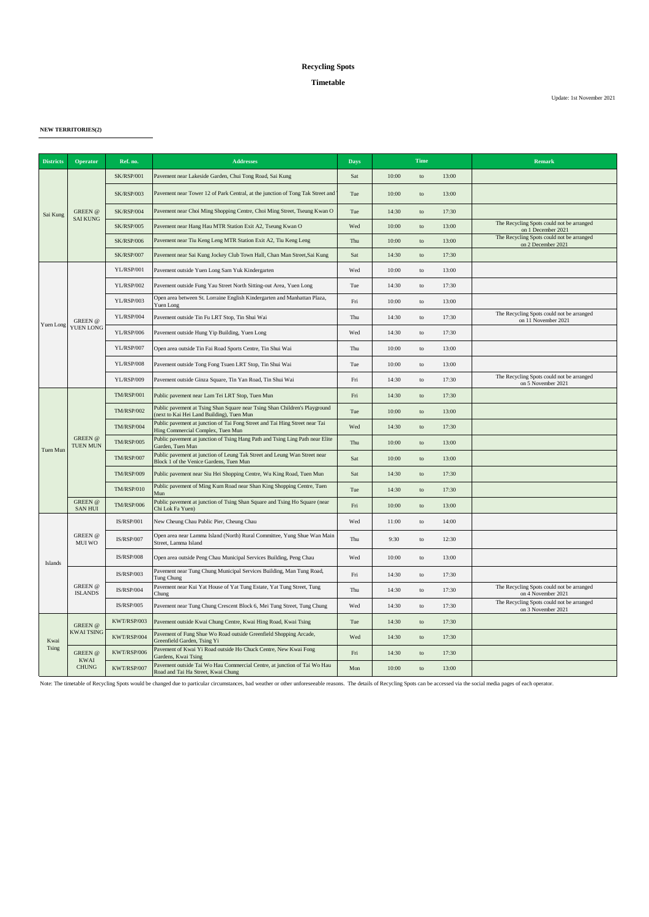# Recycling Spots

## Timetable

Update: 1st November 2021

**NEW TERRITORIES(2)**

| Districts | Operator | Ref. no. | Addresses | Days | Time | | | Remark |
|---|---|---|---|---|---|---|---|---|
| Sai Kung | GREEN @ SAI KUNG | SK/RSP/001 | Pavement near Lakeside Garden, Chui Tong Road, Sai Kung | Sat | 10:00 | to | 13:00 | |
| | | SK/RSP/003 | Pavement near Tower 12 of Park Central, at the junction of Tong Tak Street and | Tue | 10:00 | to | 13:00 | |
| | | SK/RSP/004 | Pavement near Choi Ming Shopping Centre, Choi Ming Street, Tseung Kwan O | Tue | 14:30 | to | 17:30 | |
| | | SK/RSP/005 | Pavement near Hang Hau MTR Station Exit A2, Tseung Kwan O | Wed | 10:00 | to | 13:00 | The Recycling Spots could not be arranged on 1 December 2021 |
| | | SK/RSP/006 | Pavement near Tiu Keng Leng MTR Station Exit A2, Tiu Keng Leng | Thu | 10:00 | to | 13:00 | The Recycling Spots could not be arranged on 2 December 2021 |
| | | SK/RSP/007 | Pavement near Sai Kung Jockey Club Town Hall, Chan Man Street,Sai Kung | Sat | 14:30 | to | 17:30 | |
| Yuen Long | GREEN @ YUEN LONG | YL/RSP/001 | Pavement outside Yuen Long Sam Yuk Kindergarten | Wed | 10:00 | to | 13:00 | |
| | | YL/RSP/002 | Pavement outside Fung Yau Street North Sitting-out Area, Yuen Long | Tue | 14:30 | to | 17:30 | |
| | | YL/RSP/003 | Open area between St. Lorraine English Kindergarten and Manhattan Plaza, Yuen Long | Fri | 10:00 | to | 13:00 | |
| | | YL/RSP/004 | Pavement outside Tin Fu LRT Stop, Tin Shui Wai | Thu | 14:30 | to | 17:30 | The Recycling Spots could not be arranged on 11 November 2021 |
| | | YL/RSP/006 | Pavement outside Hung Yip Building, Yuen Long | Wed | 14:30 | to | 17:30 | |
| | | YL/RSP/007 | Open area outside Tin Fai Road Sports Centre, Tin Shui Wai | Thu | 10:00 | to | 13:00 | |
| | | YL/RSP/008 | Pavement outside Tong Fong Tsuen LRT Stop, Tin Shui Wai | Tue | 10:00 | to | 13:00 | |
| | | YL/RSP/009 | Pavement outside Ginza Square, Tin Yan Road, Tin Shui Wai | Fri | 14:30 | to | 17:30 | The Recycling Spots could not be arranged on 5 November 2021 |
| Tuen Mun | GREEN @ TUEN MUN | TM/RSP/001 | Public pavement near Lam Tei LRT Stop, Tuen Mun | Fri | 14:30 | to | 17:30 | |
| | | TM/RSP/002 | Public pavement at Tsing Shan Square near Tsing Shan Children's Playground (next to Kai Hei Land Building), Tuen Mun | Tue | 10:00 | to | 13:00 | |
| | | TM/RSP/004 | Public pavement at junction of Tai Fong Street and Tai Hing Street near Tai Hing Commercial Complex, Tuen Mun | Wed | 14:30 | to | 17:30 | |
| | | TM/RSP/005 | Public pavement at junction of Tsing Hang Path and Tsing Ling Path near Elite Garden, Tuen Mun | Thu | 10:00 | to | 13:00 | |
| | | TM/RSP/007 | Public pavement at junction of Leung Tak Street and Leung Wan Street near Block 1 of the Venice Gardens, Tuen Mun | Sat | 10:00 | to | 13:00 | |
| | | TM/RSP/009 | Public pavement near Siu Hei Shopping Centre, Wu King Road, Tuen Mun | Sat | 14:30 | to | 17:30 | |
| | | TM/RSP/010 | Public pavement of Ming Kum Road near Shan King Shopping Centre, Tuen Mun | Tue | 14:30 | to | 17:30 | |
| | GREEN @ SAN HUI | TM/RSP/006 | Public pavement at junction of Tsing Shan Square and Tsing Ho Square (near Chi Lok Fa Yuen) | Fri | 10:00 | to | 13:00 | |
| Islands | GREEN @ MUI WO | IS/RSP/001 | New Cheung Chau Public Pier, Cheung Chau | Wed | 11:00 | to | 14:00 | |
| | | IS/RSP/007 | Open area near Lamma Island (North) Rural Committee, Yung Shue Wan Main Street, Lamma Island | Thu | 9:30 | to | 12:30 | |
| | | IS/RSP/008 | Open area outside Peng Chau Municipal Services Building, Peng Chau | Wed | 10:00 | to | 13:00 | |
| | GREEN @ ISLANDS | IS/RSP/003 | Pavement near Tung Chung Municipal Services Building, Man Tung Road, Tung Chung | Fri | 14:30 | to | 17:30 | |
| | | IS/RSP/004 | Pavement near Kui Yat House of Yat Tung Estate, Yat Tung Street, Tung Chung | Thu | 14:30 | to | 17:30 | The Recycling Spots could not be arranged on 4 November 2021 |
| | | IS/RSP/005 | Pavement near Tung Chung Crescent Block 6, Mei Tung Street, Tung Chung | Wed | 14:30 | to | 17:30 | The Recycling Spots could not be arranged on 3 November 2021 |
| Kwai Tsing | GREEN @ KWAI TSING | KWT/RSP/003 | Pavement outside Kwai Chung Centre, Kwai Hing Road, Kwai Tsing | Tue | 14:30 | to | 17:30 | |
| | | KWT/RSP/004 | Pavement of Fung Shue Wo Road outside Greenfield Shopping Arcade, Greenfield Garden, Tsing Yi | Wed | 14:30 | to | 17:30 | |
| | GREEN @ KWAI CHUNG | KWT/RSP/006 | Pavement of Kwai Yi Road outside Ho Chuck Centre, New Kwai Fong Gardens, Kwai Tsing | Fri | 14:30 | to | 17:30 | |
| | | KWT/RSP/007 | Pavement outside Tai Wo Hau Commercial Centre, at junction of Tai Wo Hau Road and Tai Ha Street, Kwai Chung | Mon | 10:00 | to | 13:00 | |

Note: The timetable of Recycling Spots would be changed due to particular circumstances, bad weather or other unforeseeable reasons. The details of Recycling Spots can be accessed via the social media pages of each operator.